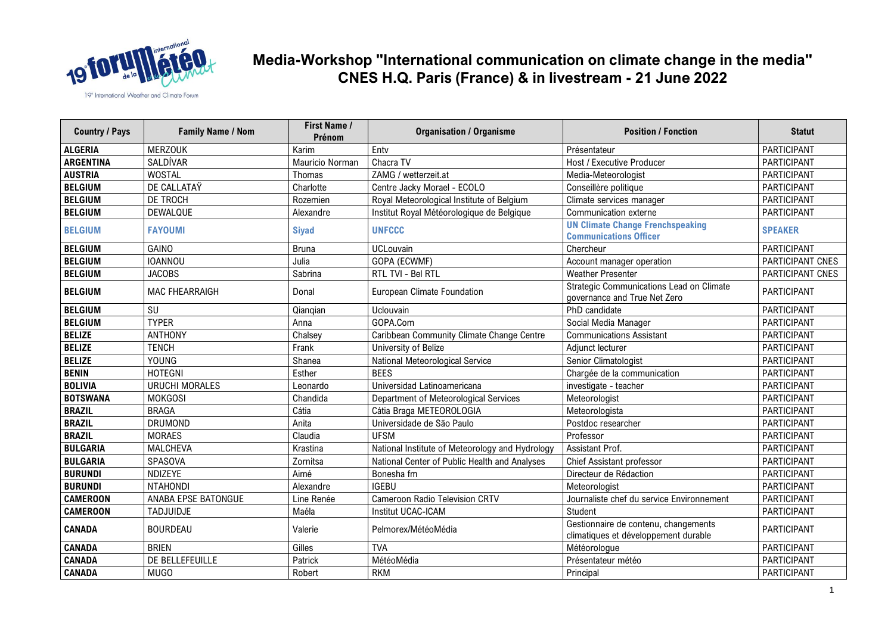# Media-Workshop "International communication on climate change in the media"
## CNES H.Q. Paris (France) & in livestream - 21 June 2022

| Country / Pays | Family Name / Nom | First Name / Prénom | Organisation / Organisme | Position / Fonction | Statut |
|---|---|---|---|---|---|
| **ALGERIA** | MERZOUK | Karim | Entv | Présentateur | PARTICIPANT |
| **ARGENTINA** | SALDÍVAR | Mauricio Norman | Chacra TV | Host / Executive Producer | PARTICIPANT |
| **AUSTRIA** | WOSTAL | Thomas | ZAMG / wetterzeit.at | Media-Meteorologist | PARTICIPANT |
| **BELGIUM** | DE CALLATAŸ | Charlotte | Centre Jacky Morael - ECOLO | Conseillère politique | PARTICIPANT |
| **BELGIUM** | DE TROCH | Rozemien | Royal Meteorological Institute of Belgium | Climate services manager | PARTICIPANT |
| **BELGIUM** | DEWALQUE | Alexandre | Institut Royal Météorologique de Belgique | Communication externe | PARTICIPANT |
| **BELGIUM** | **FAYOUMI** | **Siyad** | **UNFCCC** | **UN Climate Change Frenchspeaking Communications Officer** | **SPEAKER** |
| **BELGIUM** | GAINO | Bruna | UCLouvain | Chercheur | PARTICIPANT |
| **BELGIUM** | IOANNOU | Julia | GOPA (ECWMF) | Account manager operation | PARTICIPANT CNES |
| **BELGIUM** | JACOBS | Sabrina | RTL TVI - Bel RTL | Weather Presenter | PARTICIPANT CNES |
| **BELGIUM** | MAC FHEARRAIGH | Donal | European Climate Foundation | Strategic Communications Lead on Climate governance and True Net Zero | PARTICIPANT |
| **BELGIUM** | SU | Qianqian | Uclouvain | PhD candidate | PARTICIPANT |
| **BELGIUM** | TYPER | Anna | GOPA.Com | Social Media Manager | PARTICIPANT |
| **BELIZE** | ANTHONY | Chalsey | Caribbean Community Climate Change Centre | Communications Assistant | PARTICIPANT |
| **BELIZE** | TENCH | Frank | University of Belize | Adjunct lecturer | PARTICIPANT |
| **BELIZE** | YOUNG | Shanea | National Meteorological Service | Senior Climatologist | PARTICIPANT |
| **BENIN** | HOTEGNI | Esther | BEES | Chargée de la communication | PARTICIPANT |
| **BOLIVIA** | URUCHI MORALES | Leonardo | Universidad Latinoamericana | investigate - teacher | PARTICIPANT |
| **BOTSWANA** | MOKGOSI | Chandida | Department of Meteorological Services | Meteorologist | PARTICIPANT |
| **BRAZIL** | BRAGA | Cátia | Cátia Braga METEOROLOGIA | Meteorologista | PARTICIPANT |
| **BRAZIL** | DRUMOND | Anita | Universidade de São Paulo | Postdoc researcher | PARTICIPANT |
| **BRAZIL** | MORAES | Claudia | UFSM | Professor | PARTICIPANT |
| **BULGARIA** | MALCHEVA | Krastina | National Institute of Meteorology and Hydrology | Assistant Prof. | PARTICIPANT |
| **BULGARIA** | SPASOVA | Zornitsa | National Center of Public Health and Analyses | Chief Assistant professor | PARTICIPANT |
| **BURUNDI** | NDIZEYE | Aimé | Bonesha fm | Directeur de Rédaction | PARTICIPANT |
| **BURUNDI** | NTAHONDI | Alexandre | IGEBU | Meteorologist | PARTICIPANT |
| **CAMEROON** | ANABA EPSE BATONGUE | Line Renée | Cameroon Radio Television CRTV | Journaliste chef du service Environnement | PARTICIPANT |
| **CAMEROON** | TADJUIDJE | Maéla | Institut UCAC-ICAM | Student | PARTICIPANT |
| **CANADA** | BOURDEAU | Valerie | Pelmorex/MétéoMédia | Gestionnaire de contenu, changements climatiques et développement durable | PARTICIPANT |
| **CANADA** | BRIEN | Gilles | TVA | Météorologue | PARTICIPANT |
| **CANADA** | DE BELLEFEUILLE | Patrick | MétéoMédia | Présentateur météo | PARTICIPANT |
| **CANADA** | MUGO | Robert | RKM | Principal | PARTICIPANT |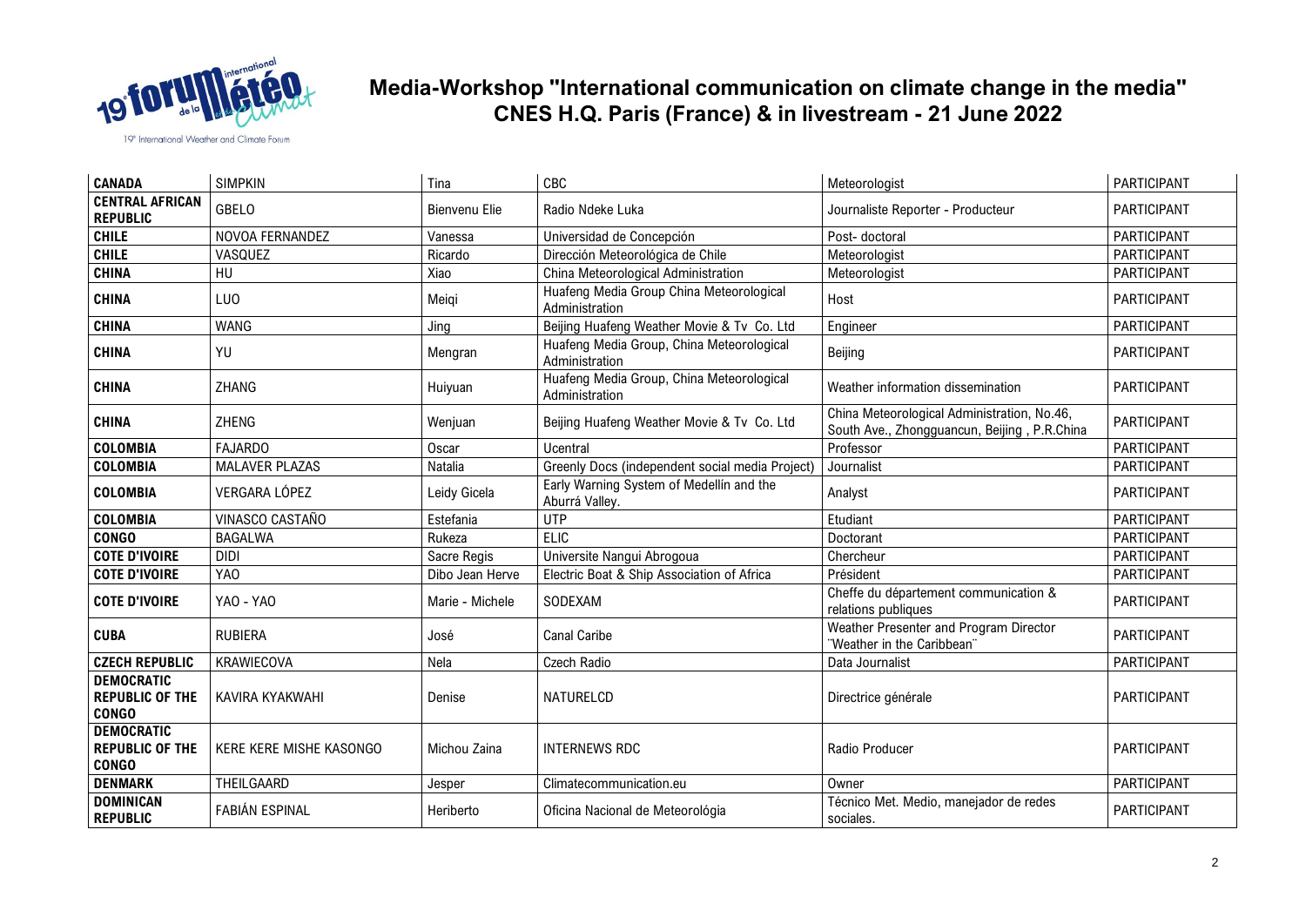# Media-Workshop "International communication on climate change in the media"
## CNES H.Q. Paris (France) & in livestream - 21 June 2022

19e International Weather and Climate Forum

| | | | | | |
|---|---|---|---|---|---|
| **CANADA** | SIMPKIN | Tina | CBC | Meteorologist | PARTICIPANT |
| **CENTRAL AFRICAN REPUBLIC** | GBELO | Bienvenu Elie | Radio Ndeke Luka | Journaliste Reporter - Producteur | PARTICIPANT |
| **CHILE** | NOVOA FERNANDEZ | Vanessa | Universidad de Concepción | Post- doctoral | PARTICIPANT |
| **CHILE** | VASQUEZ | Ricardo | Dirección Meteorológica de Chile | Meteorologist | PARTICIPANT |
| **CHINA** | HU | Xiao | China Meteorological Administration | Meteorologist | PARTICIPANT |
| **CHINA** | LUO | Meiqi | Huafeng Media Group China Meteorological Administration | Host | PARTICIPANT |
| **CHINA** | WANG | Jing | Beijing Huafeng Weather Movie & Tv Co. Ltd | Engineer | PARTICIPANT |
| **CHINA** | YU | Mengran | Huafeng Media Group, China Meteorological Administration | Beijing | PARTICIPANT |
| **CHINA** | ZHANG | Huiyuan | Huafeng Media Group, China Meteorological Administration | Weather information dissemination | PARTICIPANT |
| **CHINA** | ZHENG | Wenjuan | Beijing Huafeng Weather Movie & Tv Co. Ltd | China Meteorological Administration, No.46, South Ave., Zhongguancun, Beijing , P.R.China | PARTICIPANT |
| **COLOMBIA** | FAJARDO | Oscar | Ucentral | Professor | PARTICIPANT |
| **COLOMBIA** | MALAVER PLAZAS | Natalia | Greenly Docs (independent social media Project) | Journalist | PARTICIPANT |
| **COLOMBIA** | VERGARA LÓPEZ | Leidy Gicela | Early Warning System of Medellín and the Aburrá Valley. | Analyst | PARTICIPANT |
| **COLOMBIA** | VINASCO CASTAÑO | Estefania | UTP | Etudiant | PARTICIPANT |
| **CONGO** | BAGALWA | Rukeza | ELIC | Doctorant | PARTICIPANT |
| **COTE D'IVOIRE** | DIDI | Sacre Regis | Universite Nangui Abrogoua | Chercheur | PARTICIPANT |
| **COTE D'IVOIRE** | YAO | Dibo Jean Herve | Electric Boat & Ship Association of Africa | Président | PARTICIPANT |
| **COTE D'IVOIRE** | YAO - YAO | Marie - Michele | SODEXAM | Cheffe du département communication & relations publiques | PARTICIPANT |
| **CUBA** | RUBIERA | José | Canal Caribe | Weather Presenter and Program Director ¨Weather in the Caribbean¨ | PARTICIPANT |
| **CZECH REPUBLIC** | KRAWIECOVA | Nela | Czech Radio | Data Journalist | PARTICIPANT |
| **DEMOCRATIC REPUBLIC OF THE CONGO** | KAVIRA KYAKWAHI | Denise | NATURELCD | Directrice générale | PARTICIPANT |
| **DEMOCRATIC REPUBLIC OF THE CONGO** | KERE KERE MISHE KASONGO | Michou Zaina | INTERNEWS RDC | Radio Producer | PARTICIPANT |
| **DENMARK** | THEILGAARD | Jesper | Climatecommunication.eu | Owner | PARTICIPANT |
| **DOMINICAN REPUBLIC** | FABIÁN ESPINAL | Heriberto | Oficina Nacional de Meteorológia | Técnico Met. Medio, manejador de redes sociales. | PARTICIPANT |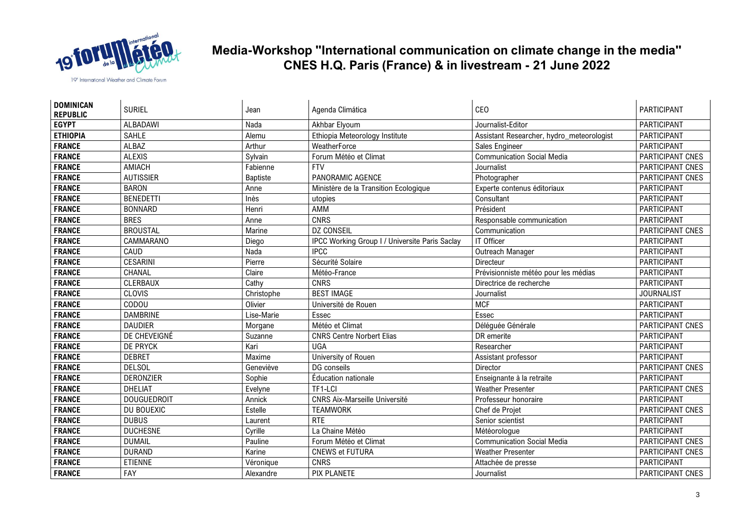# Media-Workshop "International communication on climate change in the media"
## CNES H.Q. Paris (France) & in livestream - 21 June 2022

| | | | | | |
|---|---|---|---|---|---|
| **DOMINICAN REPUBLIC** | SURIEL | Jean | Agenda Climática | CEO | PARTICIPANT |
| **EGYPT** | ALBADAWI | Nada | Akhbar Elyoum | Journalist-Editor | PARTICIPANT |
| **ETHIOPIA** | SAHLE | Alemu | Ethiopia Meteorology Institute | Assistant Researcher, hydro_meteorologist | PARTICIPANT |
| **FRANCE** | ALBAZ | Arthur | WeatherForce | Sales Engineer | PARTICIPANT |
| **FRANCE** | ALEXIS | Sylvain | Forum Météo et Climat | Communication Social Media | PARTICIPANT CNES |
| **FRANCE** | AMIACH | Fabienne | FTV | Journalist | PARTICIPANT CNES |
| **FRANCE** | AUTISSIER | Baptiste | PANORAMIC AGENCE | Photographer | PARTICIPANT CNES |
| **FRANCE** | BARON | Anne | Ministère de la Transition Ecologique | Experte contenus éditoriaux | PARTICIPANT |
| **FRANCE** | BENEDETTI | Inès | utopies | Consultant | PARTICIPANT |
| **FRANCE** | BONNARD | Henri | AMM | Président | PARTICIPANT |
| **FRANCE** | BRES | Anne | CNRS | Responsable communication | PARTICIPANT |
| **FRANCE** | BROUSTAL | Marine | DZ CONSEIL | Communication | PARTICIPANT CNES |
| **FRANCE** | CAMMARANO | Diego | IPCC Working Group I / Universite Paris Saclay | IT Officer | PARTICIPANT |
| **FRANCE** | CAUD | Nada | IPCC | Outreach Manager | PARTICIPANT |
| **FRANCE** | CESARINI | Pierre | Sécurité Solaire | Directeur | PARTICIPANT |
| **FRANCE** | CHANAL | Claire | Météo-France | Prévisionniste météo pour les médias | PARTICIPANT |
| **FRANCE** | CLERBAUX | Cathy | CNRS | Directrice de recherche | PARTICIPANT |
| **FRANCE** | CLOVIS | Christophe | BEST IMAGE | Journalist | JOURNALIST |
| **FRANCE** | CODOU | Olivier | Université de Rouen | MCF | PARTICIPANT |
| **FRANCE** | DAMBRINE | Lise-Marie | Essec | Essec | PARTICIPANT |
| **FRANCE** | DAUDIER | Morgane | Météo et Climat | Déléguée Générale | PARTICIPANT CNES |
| **FRANCE** | DE CHEVEIGNÉ | Suzanne | CNRS Centre Norbert Elias | DR emerite | PARTICIPANT |
| **FRANCE** | DE PRYCK | Kari | UGA | Researcher | PARTICIPANT |
| **FRANCE** | DEBRET | Maxime | University of Rouen | Assistant professor | PARTICIPANT |
| **FRANCE** | DELSOL | Geneviève | DG conseils | Director | PARTICIPANT CNES |
| **FRANCE** | DERONZIER | Sophie | Éducation nationale | Enseignante à la retraite | PARTICIPANT |
| **FRANCE** | DHELIAT | Evelyne | TF1-LCI | Weather Presenter | PARTICIPANT CNES |
| **FRANCE** | DOUGUEDROIT | Annick | CNRS Aix-Marseille Université | Professeur honoraire | PARTICIPANT |
| **FRANCE** | DU BOUEXIC | Estelle | TEAMWORK | Chef de Projet | PARTICIPANT CNES |
| **FRANCE** | DUBUS | Laurent | RTE | Senior scientist | PARTICIPANT |
| **FRANCE** | DUCHESNE | Cyrille | La Chaine Météo | Météorologue | PARTICIPANT |
| **FRANCE** | DUMAIL | Pauline | Forum Météo et Climat | Communication Social Media | PARTICIPANT CNES |
| **FRANCE** | DURAND | Karine | CNEWS et FUTURA | Weather Presenter | PARTICIPANT CNES |
| **FRANCE** | ETIENNE | Véronique | CNRS | Attachée de presse | PARTICIPANT |
| **FRANCE** | FAY | Alexandre | PIX PLANETE | Journalist | PARTICIPANT CNES |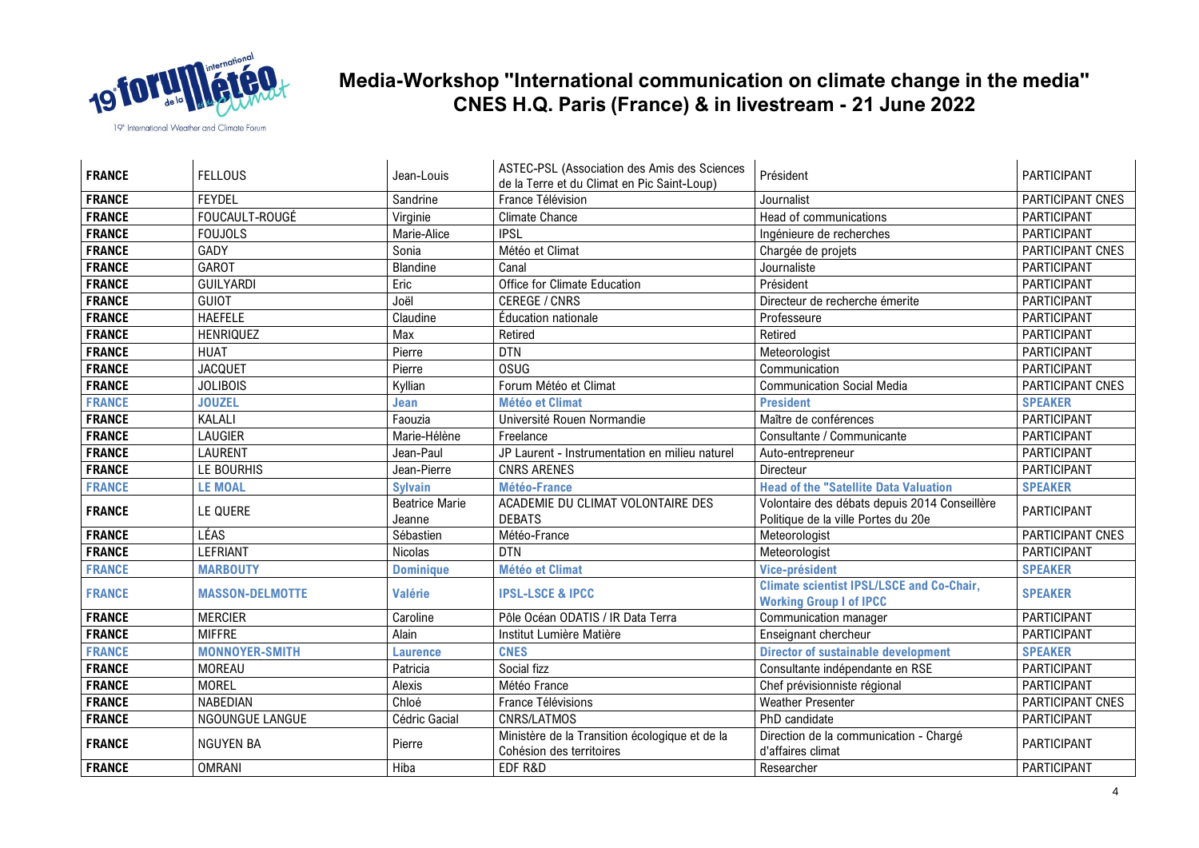# Media-Workshop "International communication on climate change in the media"
## CNES H.Q. Paris (France) & in livestream - 21 June 2022

| | | | | | |
|---|---|---|---|---|---|
| **FRANCE** | FELLOUS | Jean-Louis | ASTEC-PSL (Association des Amis des Sciences de la Terre et du Climat en Pic Saint-Loup) | Président | PARTICIPANT |
| **FRANCE** | FEYDEL | Sandrine | France Télévision | Journalist | PARTICIPANT CNES |
| **FRANCE** | FOUCAULT-ROUGÉ | Virginie | Climate Chance | Head of communications | PARTICIPANT |
| **FRANCE** | FOUJOLS | Marie-Alice | IPSL | Ingénieure de recherches | PARTICIPANT |
| **FRANCE** | GADY | Sonia | Météo et Climat | Chargée de projets | PARTICIPANT CNES |
| **FRANCE** | GAROT | Blandine | Canal | Journaliste | PARTICIPANT |
| **FRANCE** | GUILYARDI | Eric | Office for Climate Education | Président | PARTICIPANT |
| **FRANCE** | GUIOT | Joël | CEREGE / CNRS | Directeur de recherche émerite | PARTICIPANT |
| **FRANCE** | HAEFELE | Claudine | Éducation nationale | Professeure | PARTICIPANT |
| **FRANCE** | HENRIQUEZ | Max | Retired | Retired | PARTICIPANT |
| **FRANCE** | HUAT | Pierre | DTN | Meteorologist | PARTICIPANT |
| **FRANCE** | JACQUET | Pierre | OSUG | Communication | PARTICIPANT |
| **FRANCE** | JOLIBOIS | Kyllian | Forum Météo et Climat | Communication Social Media | PARTICIPANT CNES |
| **FRANCE** | **JOUZEL** | **Jean** | **Météo et Climat** | **President** | **SPEAKER** |
| **FRANCE** | KALALI | Faouzia | Université Rouen Normandie | Maître de conférences | PARTICIPANT |
| **FRANCE** | LAUGIER | Marie-Hélène | Freelance | Consultante / Communicante | PARTICIPANT |
| **FRANCE** | LAURENT | Jean-Paul | JP Laurent - Instrumentation en milieu naturel | Auto-entrepreneur | PARTICIPANT |
| **FRANCE** | LE BOURHIS | Jean-Pierre | CNRS ARENES | Directeur | PARTICIPANT |
| **FRANCE** | **LE MOAL** | **Sylvain** | **Météo-France** | **Head of the "Satellite Data Valuation** | **SPEAKER** |
| **FRANCE** | LE QUERE | Beatrice Marie Jeanne | ACADEMIE DU CLIMAT VOLONTAIRE DES DEBATS | Volontaire des débats depuis 2014 Conseillère Politique de la ville Portes du 20e | PARTICIPANT |
| **FRANCE** | LÉAS | Sébastien | Météo-France | Meteorologist | PARTICIPANT CNES |
| **FRANCE** | LEFRIANT | Nicolas | DTN | Meteorologist | PARTICIPANT |
| **FRANCE** | **MARBOUTY** | **Dominique** | **Météo et Climat** | **Vice-président** | **SPEAKER** |
| **FRANCE** | **MASSON-DELMOTTE** | **Valérie** | **IPSL-LSCE & IPCC** | **Climate scientist IPSL/LSCE and Co-Chair, Working Group I of IPCC** | **SPEAKER** |
| **FRANCE** | MERCIER | Caroline | Pôle Océan ODATIS / IR Data Terra | Communication manager | PARTICIPANT |
| **FRANCE** | MIFFRE | Alain | Institut Lumière Matière | Enseignant chercheur | PARTICIPANT |
| **FRANCE** | **MONNOYER-SMITH** | **Laurence** | **CNES** | **Director of sustainable development** | **SPEAKER** |
| **FRANCE** | MOREAU | Patricia | Social fizz | Consultante indépendante en RSE | PARTICIPANT |
| **FRANCE** | MOREL | Alexis | Météo France | Chef prévisionniste régional | PARTICIPANT |
| **FRANCE** | NABEDIAN | Chloé | France Télévisions | Weather Presenter | PARTICIPANT CNES |
| **FRANCE** | NGOUNGUE LANGUE | Cédric Gacial | CNRS/LATMOS | PhD candidate | PARTICIPANT |
| **FRANCE** | NGUYEN BA | Pierre | Ministère de la Transition écologique et de la Cohésion des territoires | Direction de la communication - Chargé d'affaires climat | PARTICIPANT |
| **FRANCE** | OMRANI | Hiba | EDF R&D | Researcher | PARTICIPANT |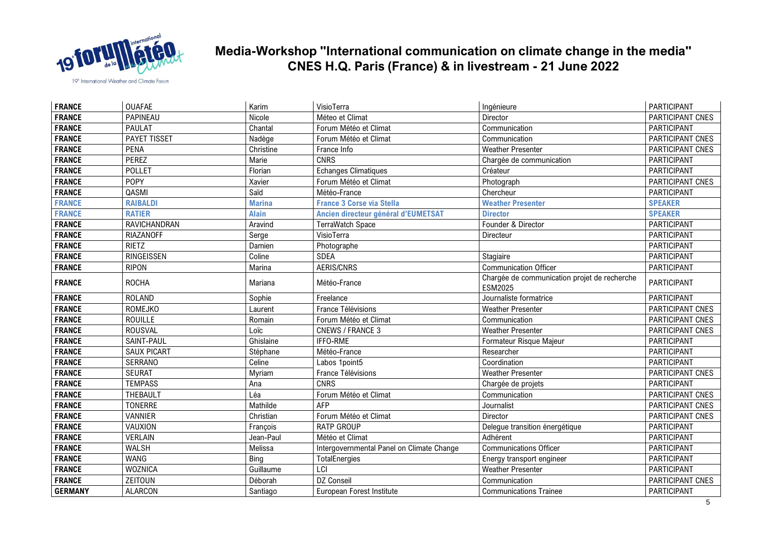## Media-Workshop "International communication on climate change in the media"
## CNES H.Q. Paris (France) & in livestream - 21 June 2022

| | | | | | |
|---|---|---|---|---|---|
| **FRANCE** | OUAFAE | Karim | VisioTerra | Ingénieure | PARTICIPANT |
| **FRANCE** | PAPINEAU | Nicole | Méteo et Climat | Director | PARTICIPANT CNES |
| **FRANCE** | PAULAT | Chantal | Forum Météo et Climat | Communication | PARTICIPANT |
| **FRANCE** | PAYET TISSET | Nadège | Forum Météo et Climat | Communication | PARTICIPANT CNES |
| **FRANCE** | PENA | Christine | France Info | Weather Presenter | PARTICIPANT CNES |
| **FRANCE** | PEREZ | Marie | CNRS | Chargée de communication | PARTICIPANT |
| **FRANCE** | POLLET | Florian | Echanges Climatiques | Créateur | PARTICIPANT |
| **FRANCE** | POPY | Xavier | Forum Météo et Climat | Photograph | PARTICIPANT CNES |
| **FRANCE** | QASMI | Saïd | Météo-France | Chercheur | PARTICIPANT |
| **FRANCE** | **RAIBALDI** | **Marina** | **France 3 Corse via Stella** | **Weather Presenter** | **SPEAKER** |
| **FRANCE** | **RATIER** | **Alain** | **Ancien directeur général d'EUMETSAT** | **Director** | **SPEAKER** |
| **FRANCE** | RAVICHANDRAN | Aravind | TerraWatch Space | Founder & Director | PARTICIPANT |
| **FRANCE** | RIAZANOFF | Serge | VisioTerra | Directeur | PARTICIPANT |
| **FRANCE** | RIETZ | Damien | Photographe | | PARTICIPANT |
| **FRANCE** | RINGEISSEN | Coline | SDEA | Stagiaire | PARTICIPANT |
| **FRANCE** | RIPON | Marina | AERIS/CNRS | Communication Officer | PARTICIPANT |
| **FRANCE** | ROCHA | Mariana | Météo-France | Chargée de communication projet de recherche ESM2025 | PARTICIPANT |
| **FRANCE** | ROLAND | Sophie | Freelance | Journaliste formatrice | PARTICIPANT |
| **FRANCE** | ROMEJKO | Laurent | France Télévisions | Weather Presenter | PARTICIPANT CNES |
| **FRANCE** | ROUILLE | Romain | Forum Météo et Climat | Communication | PARTICIPANT CNES |
| **FRANCE** | ROUSVAL | Loïc | CNEWS / FRANCE 3 | Weather Presenter | PARTICIPANT CNES |
| **FRANCE** | SAINT-PAUL | Ghislaine | IFFO-RME | Formateur Risque Majeur | PARTICIPANT |
| **FRANCE** | SAUX PICART | Stéphane | Météo-France | Researcher | PARTICIPANT |
| **FRANCE** | SERRANO | Celine | Labos 1point5 | Coordination | PARTICIPANT |
| **FRANCE** | SEURAT | Myriam | France Télévisions | Weather Presenter | PARTICIPANT CNES |
| **FRANCE** | TEMPASS | Ana | CNRS | Chargée de projets | PARTICIPANT |
| **FRANCE** | THEBAULT | Léa | Forum Météo et Climat | Communication | PARTICIPANT CNES |
| **FRANCE** | TONERRE | Mathilde | AFP | Journalist | PARTICIPANT CNES |
| **FRANCE** | VANNIER | Christian | Forum Météo et Climat | Director | PARTICIPANT CNES |
| **FRANCE** | VAUXION | François | RATP GROUP | Delegue transition énergétique | PARTICIPANT |
| **FRANCE** | VERLAIN | Jean-Paul | Météo et Climat | Adhérent | PARTICIPANT |
| **FRANCE** | WALSH | Melissa | Intergovernmental Panel on Climate Change | Communications Officer | PARTICIPANT |
| **FRANCE** | WANG | Bing | TotalEnergies | Energy transport engineer | PARTICIPANT |
| **FRANCE** | WOZNICA | Guillaume | LCI | Weather Presenter | PARTICIPANT |
| **FRANCE** | ZEITOUN | Déborah | DZ Conseil | Communication | PARTICIPANT CNES |
| **GERMANY** | ALARCON | Santiago | European Forest Institute | Communications Trainee | PARTICIPANT |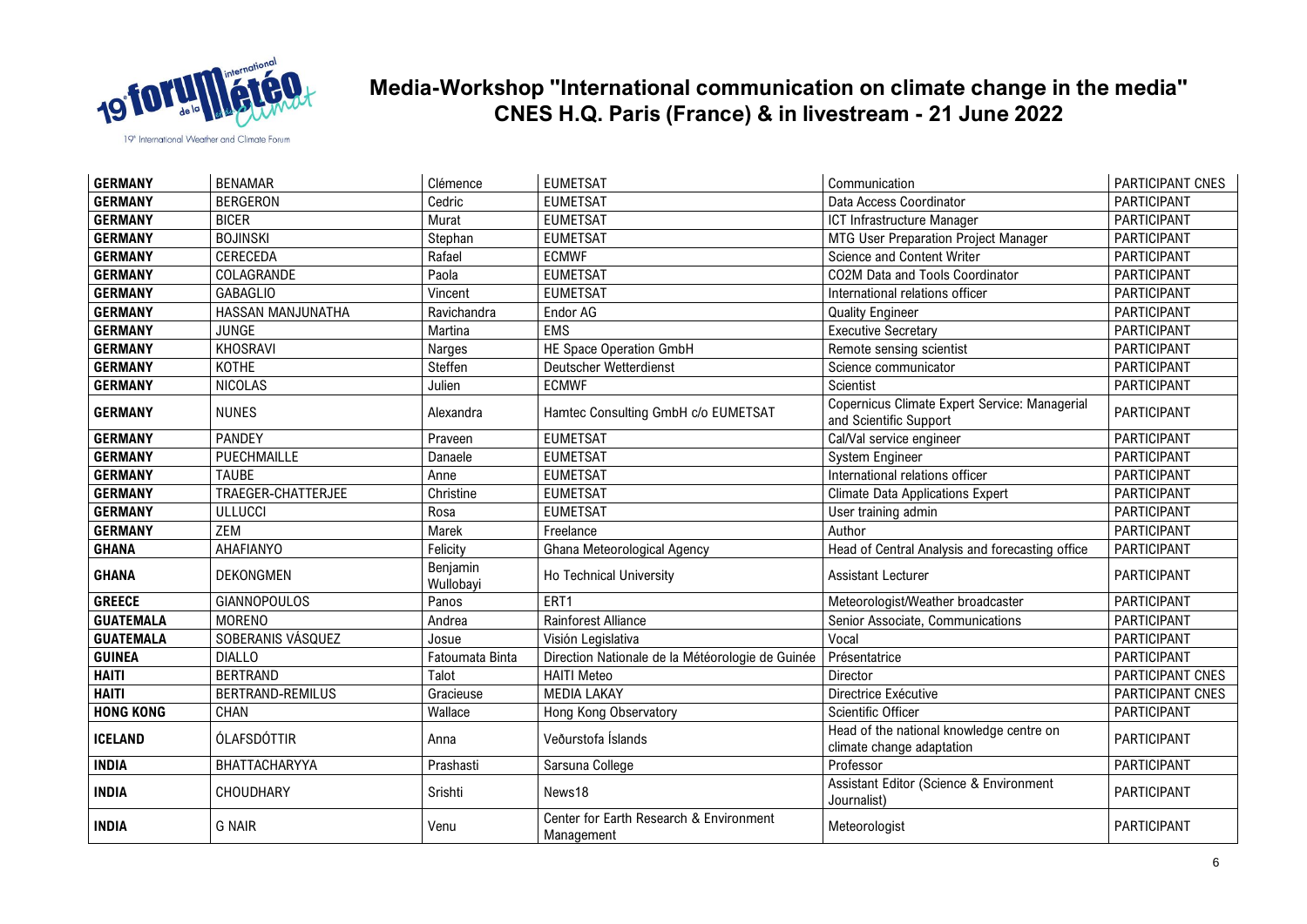# Media-Workshop "International communication on climate change in the media"
## CNES H.Q. Paris (France) & in livestream - 21 June 2022

| | | | | | |
|---|---|---|---|---|---|
| **GERMANY** | BENAMAR | Clémence | EUMETSAT | Communication | PARTICIPANT CNES |
| **GERMANY** | BERGERON | Cedric | EUMETSAT | Data Access Coordinator | PARTICIPANT |
| **GERMANY** | BICER | Murat | EUMETSAT | ICT Infrastructure Manager | PARTICIPANT |
| **GERMANY** | BOJINSKI | Stephan | EUMETSAT | MTG User Preparation Project Manager | PARTICIPANT |
| **GERMANY** | CERECEDA | Rafael | ECMWF | Science and Content Writer | PARTICIPANT |
| **GERMANY** | COLAGRANDE | Paola | EUMETSAT | CO2M Data and Tools Coordinator | PARTICIPANT |
| **GERMANY** | GABAGLIO | Vincent | EUMETSAT | International relations officer | PARTICIPANT |
| **GERMANY** | HASSAN MANJUNATHA | Ravichandra | Endor AG | Quality Engineer | PARTICIPANT |
| **GERMANY** | JUNGE | Martina | EMS | Executive Secretary | PARTICIPANT |
| **GERMANY** | KHOSRAVI | Narges | HE Space Operation GmbH | Remote sensing scientist | PARTICIPANT |
| **GERMANY** | KOTHE | Steffen | Deutscher Wetterdienst | Science communicator | PARTICIPANT |
| **GERMANY** | NICOLAS | Julien | ECMWF | Scientist | PARTICIPANT |
| **GERMANY** | NUNES | Alexandra | Hamtec Consulting GmbH c/o EUMETSAT | Copernicus Climate Expert Service: Managerial and Scientific Support | PARTICIPANT |
| **GERMANY** | PANDEY | Praveen | EUMETSAT | Cal/Val service engineer | PARTICIPANT |
| **GERMANY** | PUECHMAILLE | Danaele | EUMETSAT | System Engineer | PARTICIPANT |
| **GERMANY** | TAUBE | Anne | EUMETSAT | International relations officer | PARTICIPANT |
| **GERMANY** | TRAEGER-CHATTERJEE | Christine | EUMETSAT | Climate Data Applications Expert | PARTICIPANT |
| **GERMANY** | ULLUCCI | Rosa | EUMETSAT | User training admin | PARTICIPANT |
| **GERMANY** | ZEM | Marek | Freelance | Author | PARTICIPANT |
| **GHANA** | AHAFIANYO | Felicity | Ghana Meteorological Agency | Head of Central Analysis and forecasting office | PARTICIPANT |
| **GHANA** | DEKONGMEN | Benjamin Wullobayi | Ho Technical University | Assistant Lecturer | PARTICIPANT |
| **GREECE** | GIANNOPOULOS | Panos | ERT1 | Meteorologist/Weather broadcaster | PARTICIPANT |
| **GUATEMALA** | MORENO | Andrea | Rainforest Alliance | Senior Associate, Communications | PARTICIPANT |
| **GUATEMALA** | SOBERANIS VÁSQUEZ | Josue | Visión Legislativa | Vocal | PARTICIPANT |
| **GUINEA** | DIALLO | Fatoumata Binta | Direction Nationale de la Météorologie de Guinée | Présentatrice | PARTICIPANT |
| **HAITI** | BERTRAND | Talot | HAITI Meteo | Director | PARTICIPANT CNES |
| **HAITI** | BERTRAND-REMILUS | Gracieuse | MEDIA LAKAY | Directrice Exécutive | PARTICIPANT CNES |
| **HONG KONG** | CHAN | Wallace | Hong Kong Observatory | Scientific Officer | PARTICIPANT |
| **ICELAND** | ÓLAFSDÓTTIR | Anna | Veðurstofa Íslands | Head of the national knowledge centre on climate change adaptation | PARTICIPANT |
| **INDIA** | BHATTACHARYYA | Prashasti | Sarsuna College | Professor | PARTICIPANT |
| **INDIA** | CHOUDHARY | Srishti | News18 | Assistant Editor (Science & Environment Journalist) | PARTICIPANT |
| **INDIA** | G NAIR | Venu | Center for Earth Research & Environment Management | Meteorologist | PARTICIPANT |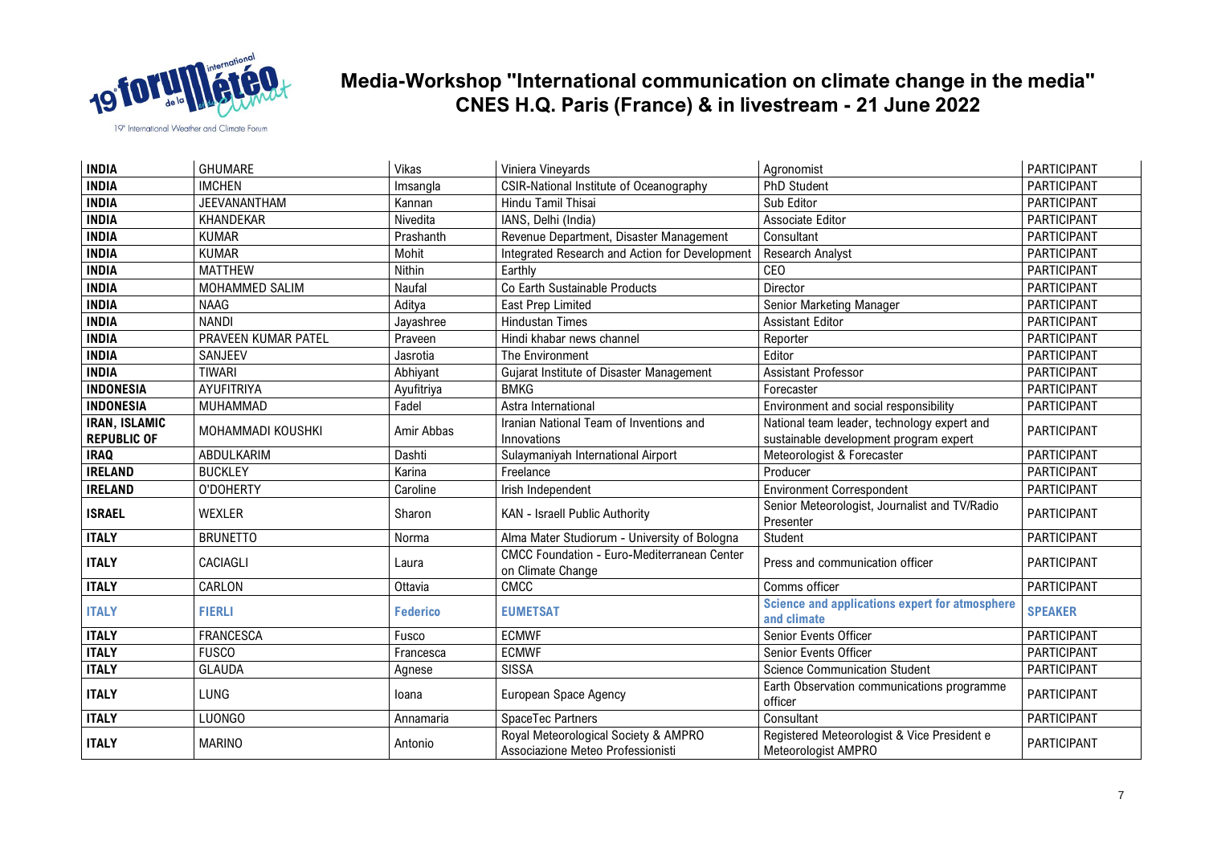# Media-Workshop "International communication on climate change in the media"
## CNES H.Q. Paris (France) & in livestream - 21 June 2022

| | | | | | |
|---|---|---|---|---|---|
| **INDIA** | GHUMARE | Vikas | Viniera Vineyards | Agronomist | PARTICIPANT |
| **INDIA** | IMCHEN | Imsangla | CSIR-National Institute of Oceanography | PhD Student | PARTICIPANT |
| **INDIA** | JEEVANANTHAM | Kannan | Hindu Tamil Thisai | Sub Editor | PARTICIPANT |
| **INDIA** | KHANDEKAR | Nivedita | IANS, Delhi (India) | Associate Editor | PARTICIPANT |
| **INDIA** | KUMAR | Prashanth | Revenue Department, Disaster Management | Consultant | PARTICIPANT |
| **INDIA** | KUMAR | Mohit | Integrated Research and Action for Development | Research Analyst | PARTICIPANT |
| **INDIA** | MATTHEW | Nithin | Earthly | CEO | PARTICIPANT |
| **INDIA** | MOHAMMED SALIM | Naufal | Co Earth Sustainable Products | Director | PARTICIPANT |
| **INDIA** | NAAG | Aditya | East Prep Limited | Senior Marketing Manager | PARTICIPANT |
| **INDIA** | NANDI | Jayashree | Hindustan Times | Assistant Editor | PARTICIPANT |
| **INDIA** | PRAVEEN KUMAR PATEL | Praveen | Hindi khabar news channel | Reporter | PARTICIPANT |
| **INDIA** | SANJEEV | Jasrotia | The Environment | Editor | PARTICIPANT |
| **INDIA** | TIWARI | Abhiyant | Gujarat Institute of Disaster Management | Assistant Professor | PARTICIPANT |
| **INDONESIA** | AYUFITRIYA | Ayufitriya | BMKG | Forecaster | PARTICIPANT |
| **INDONESIA** | MUHAMMAD | Fadel | Astra International | Environment and social responsibility | PARTICIPANT |
| **IRAN, ISLAMIC REPUBLIC OF** | MOHAMMADI KOUSHKI | Amir Abbas | Iranian National Team of Inventions and Innovations | National team leader, technology expert and sustainable development program expert | PARTICIPANT |
| **IRAQ** | ABDULKARIM | Dashti | Sulaymaniyah International Airport | Meteorologist & Forecaster | PARTICIPANT |
| **IRELAND** | BUCKLEY | Karina | Freelance | Producer | PARTICIPANT |
| **IRELAND** | O'DOHERTY | Caroline | Irish Independent | Environment Correspondent | PARTICIPANT |
| **ISRAEL** | WEXLER | Sharon | KAN - Israell Public Authority | Senior Meteorologist, Journalist and TV/Radio Presenter | PARTICIPANT |
| **ITALY** | BRUNETTO | Norma | Alma Mater Studiorum - University of Bologna | Student | PARTICIPANT |
| **ITALY** | CACIAGLI | Laura | CMCC Foundation - Euro-Mediterranean Center on Climate Change | Press and communication officer | PARTICIPANT |
| **ITALY** | CARLON | Ottavia | CMCC | Comms officer | PARTICIPANT |
| **ITALY** | **FIERLI** | **Federico** | **EUMETSAT** | **Science and applications expert for atmosphere and climate** | **SPEAKER** |
| **ITALY** | FRANCESCA | Fusco | ECMWF | Senior Events Officer | PARTICIPANT |
| **ITALY** | FUSCO | Francesca | ECMWF | Senior Events Officer | PARTICIPANT |
| **ITALY** | GLAUDA | Agnese | SISSA | Science Communication Student | PARTICIPANT |
| **ITALY** | LUNG | Ioana | European Space Agency | Earth Observation communications programme officer | PARTICIPANT |
| **ITALY** | LUONGO | Annamaria | SpaceTec Partners | Consultant | PARTICIPANT |
| **ITALY** | MARINO | Antonio | Royal Meteorological Society & AMPRO Associazione Meteo Professionisti | Registered Meteorologist & Vice President e Meteorologist AMPRO | PARTICIPANT |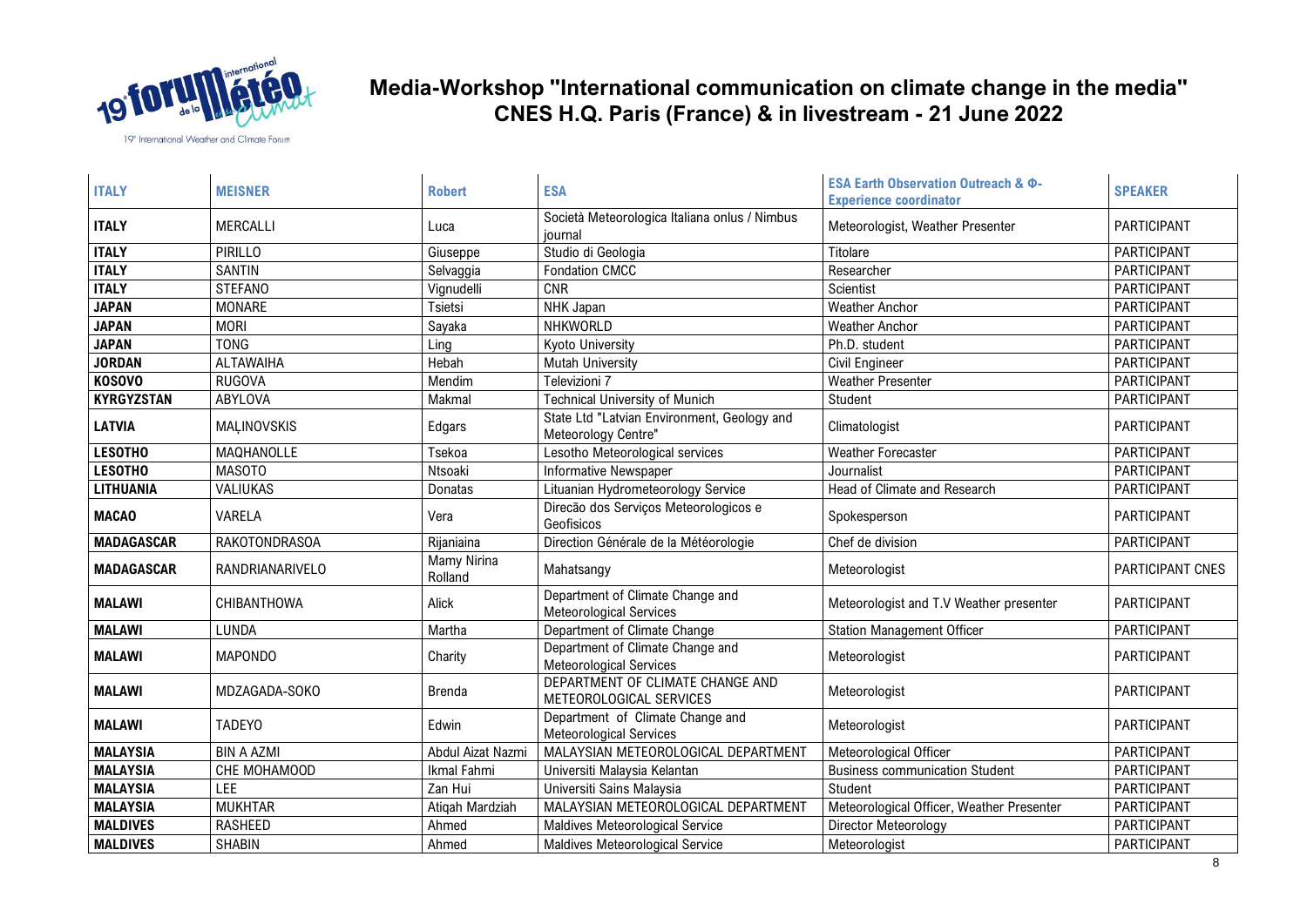## Media-Workshop "International communication on climate change in the media"
## CNES H.Q. Paris (France) & in livestream - 21 June 2022

| ITALY | MEISNER | Robert | ESA | ESA Earth Observation Outreach & Φ-Experience coordinator | SPEAKER |
|---|---|---|---|---|---|
| ITALY | MERCALLI | Luca | Società Meteorologica Italiana onlus / Nimbus journal | Meteorologist, Weather Presenter | PARTICIPANT |
| ITALY | PIRILLO | Giuseppe | Studio di Geologia | Titolare | PARTICIPANT |
| ITALY | SANTIN | Selvaggia | Fondation CMCC | Researcher | PARTICIPANT |
| ITALY | STEFANO | Vignudelli | CNR | Scientist | PARTICIPANT |
| JAPAN | MONARE | Tsietsi | NHK Japan | Weather Anchor | PARTICIPANT |
| JAPAN | MORI | Sayaka | NHKWORLD | Weather Anchor | PARTICIPANT |
| JAPAN | TONG | Ling | Kyoto University | Ph.D. student | PARTICIPANT |
| JORDAN | ALTAWAIHA | Hebah | Mutah University | Civil Engineer | PARTICIPANT |
| KOSOVO | RUGOVA | Mendim | Televizioni 7 | Weather Presenter | PARTICIPANT |
| KYRGYZSTAN | ABYLOVA | Makmal | Technical University of Munich | Student | PARTICIPANT |
| LATVIA | MAĻINOVSKIS | Edgars | State Ltd "Latvian Environment, Geology and Meteorology Centre" | Climatologist | PARTICIPANT |
| LESOTHO | MAQHANOLLE | Tsekoa | Lesotho Meteorological services | Weather Forecaster | PARTICIPANT |
| LESOTHO | MASOTO | Ntsoaki | Informative Newspaper | Journalist | PARTICIPANT |
| LITHUANIA | VALIUKAS | Donatas | Lituanian Hydrometeorology Service | Head of Climate and Research | PARTICIPANT |
| MACAO | VARELA | Vera | Direcão dos Serviços Meteorologicos e Geofisicos | Spokesperson | PARTICIPANT |
| MADAGASCAR | RAKOTONDRASOA | Rijaniaina | Direction Générale de la Météorologie | Chef de division | PARTICIPANT |
| MADAGASCAR | RANDRIANARIVELO | Mamy Nirina Rolland | Mahatsangy | Meteorologist | PARTICIPANT CNES |
| MALAWI | CHIBANTHOWA | Alick | Department of Climate Change and Meteorological Services | Meteorologist and T.V Weather presenter | PARTICIPANT |
| MALAWI | LUNDA | Martha | Department of Climate Change | Station Management Officer | PARTICIPANT |
| MALAWI | MAPONDO | Charity | Department of Climate Change and Meteorological Services | Meteorologist | PARTICIPANT |
| MALAWI | MDZAGADA-SOKO | Brenda | DEPARTMENT OF CLIMATE CHANGE AND METEOROLOGICAL SERVICES | Meteorologist | PARTICIPANT |
| MALAWI | TADEYO | Edwin | Department of Climate Change and Meteorological Services | Meteorologist | PARTICIPANT |
| MALAYSIA | BIN A AZMI | Abdul Aizat Nazmi | MALAYSIAN METEOROLOGICAL DEPARTMENT | Meteorological Officer | PARTICIPANT |
| MALAYSIA | CHE MOHAMOOD | Ikmal Fahmi | Universiti Malaysia Kelantan | Business communication Student | PARTICIPANT |
| MALAYSIA | LEE | Zan Hui | Universiti Sains Malaysia | Student | PARTICIPANT |
| MALAYSIA | MUKHTAR | Atiqah Mardziah | MALAYSIAN METEOROLOGICAL DEPARTMENT | Meteorological Officer, Weather Presenter | PARTICIPANT |
| MALDIVES | RASHEED | Ahmed | Maldives Meteorological Service | Director Meteorology | PARTICIPANT |
| MALDIVES | SHABIN | Ahmed | Maldives Meteorological Service | Meteorologist | PARTICIPANT |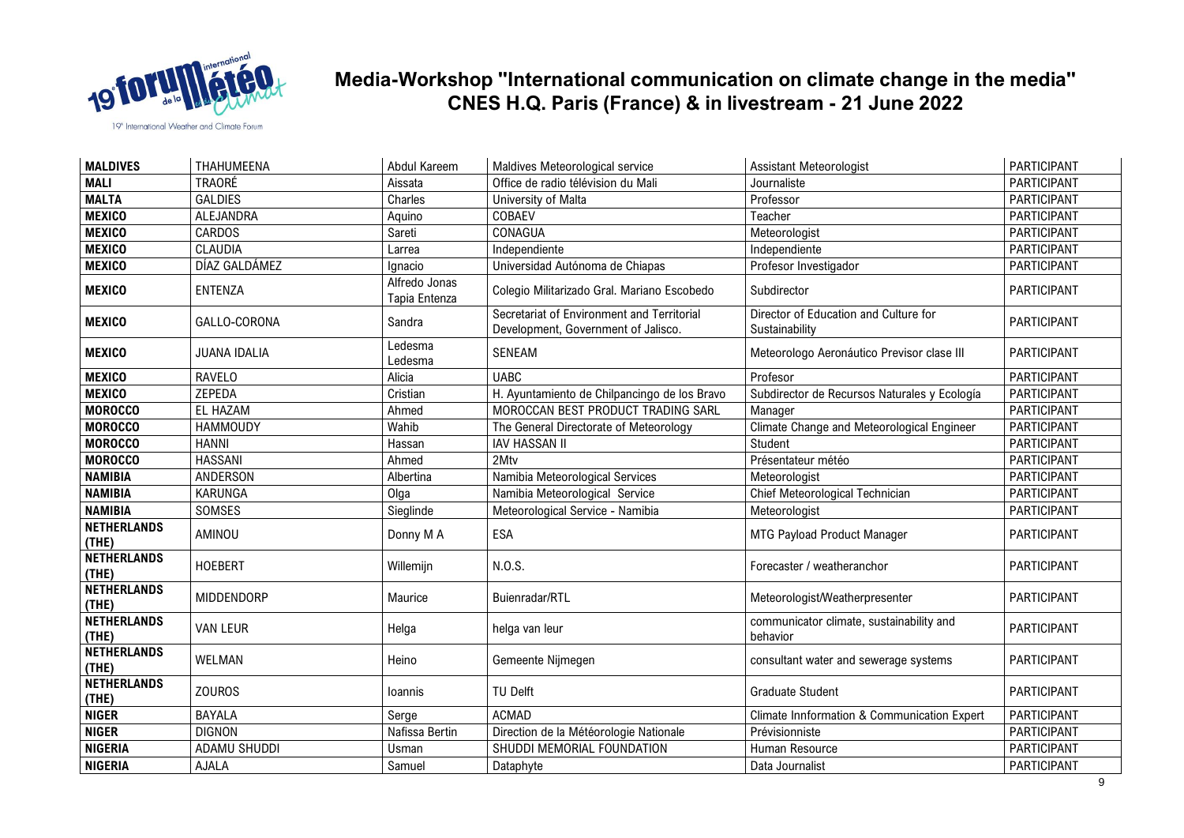# Media-Workshop "International communication on climate change in the media" CNES H.Q. Paris (France) & in livestream - 21 June 2022

| | | | | | |
|---|---|---|---|---|---|
| **MALDIVES** | THAHUMEENA | Abdul Kareem | Maldives Meteorological service | Assistant Meteorologist | PARTICIPANT |
| **MALI** | TRAORÉ | Aissata | Office de radio télévision du Mali | Journaliste | PARTICIPANT |
| **MALTA** | GALDIES | Charles | University of Malta | Professor | PARTICIPANT |
| **MEXICO** | ALEJANDRA | Aquino | COBAEV | Teacher | PARTICIPANT |
| **MEXICO** | CARDOS | Sareti | CONAGUA | Meteorologist | PARTICIPANT |
| **MEXICO** | CLAUDIA | Larrea | Independiente | Independiente | PARTICIPANT |
| **MEXICO** | DÍAZ GALDÁMEZ | Ignacio | Universidad Autónoma de Chiapas | Profesor Investigador | PARTICIPANT |
| **MEXICO** | ENTENZA | Alfredo Jonas Tapia Entenza | Colegio Militarizado Gral. Mariano Escobedo | Subdirector | PARTICIPANT |
| **MEXICO** | GALLO-CORONA | Sandra | Secretariat of Environment and Territorial Development, Government of Jalisco. | Director of Education and Culture for Sustainability | PARTICIPANT |
| **MEXICO** | JUANA IDALIA | Ledesma Ledesma | SENEAM | Meteorologo Aeronáutico Previsor clase III | PARTICIPANT |
| **MEXICO** | RAVELO | Alicia | UABC | Profesor | PARTICIPANT |
| **MEXICO** | ZEPEDA | Cristian | H. Ayuntamiento de Chilpancingo de los Bravo | Subdirector de Recursos Naturales y Ecología | PARTICIPANT |
| **MOROCCO** | EL HAZAM | Ahmed | MOROCCAN BEST PRODUCT TRADING SARL | Manager | PARTICIPANT |
| **MOROCCO** | HAMMOUDY | Wahib | The General Directorate of Meteorology | Climate Change and Meteorological Engineer | PARTICIPANT |
| **MOROCCO** | HANNI | Hassan | IAV HASSAN II | Student | PARTICIPANT |
| **MOROCCO** | HASSANI | Ahmed | 2Mtv | Présentateur météo | PARTICIPANT |
| **NAMIBIA** | ANDERSON | Albertina | Namibia Meteorological Services | Meteorologist | PARTICIPANT |
| **NAMIBIA** | KARUNGA | Olga | Namibia Meteorological Service | Chief Meteorological Technician | PARTICIPANT |
| **NAMIBIA** | SOMSES | Sieglinde | Meteorological Service - Namibia | Meteorologist | PARTICIPANT |
| **NETHERLANDS (THE)** | AMINOU | Donny M A | ESA | MTG Payload Product Manager | PARTICIPANT |
| **NETHERLANDS (THE)** | HOEBERT | Willemijn | N.O.S. | Forecaster / weatheranchor | PARTICIPANT |
| **NETHERLANDS (THE)** | MIDDENDORP | Maurice | Buienradar/RTL | Meteorologist/Weatherpresenter | PARTICIPANT |
| **NETHERLANDS (THE)** | VAN LEUR | Helga | helga van leur | communicator climate, sustainability and behavior | PARTICIPANT |
| **NETHERLANDS (THE)** | WELMAN | Heino | Gemeente Nijmegen | consultant water and sewerage systems | PARTICIPANT |
| **NETHERLANDS (THE)** | ZOUROS | Ioannis | TU Delft | Graduate Student | PARTICIPANT |
| **NIGER** | BAYALA | Serge | ACMAD | Climate Innformation & Communication Expert | PARTICIPANT |
| **NIGER** | DIGNON | Nafissa Bertin | Direction de la Météorologie Nationale | Prévisionniste | PARTICIPANT |
| **NIGERIA** | ADAMU SHUDDI | Usman | SHUDDI MEMORIAL FOUNDATION | Human Resource | PARTICIPANT |
| **NIGERIA** | AJALA | Samuel | Dataphyte | Data Journalist | PARTICIPANT |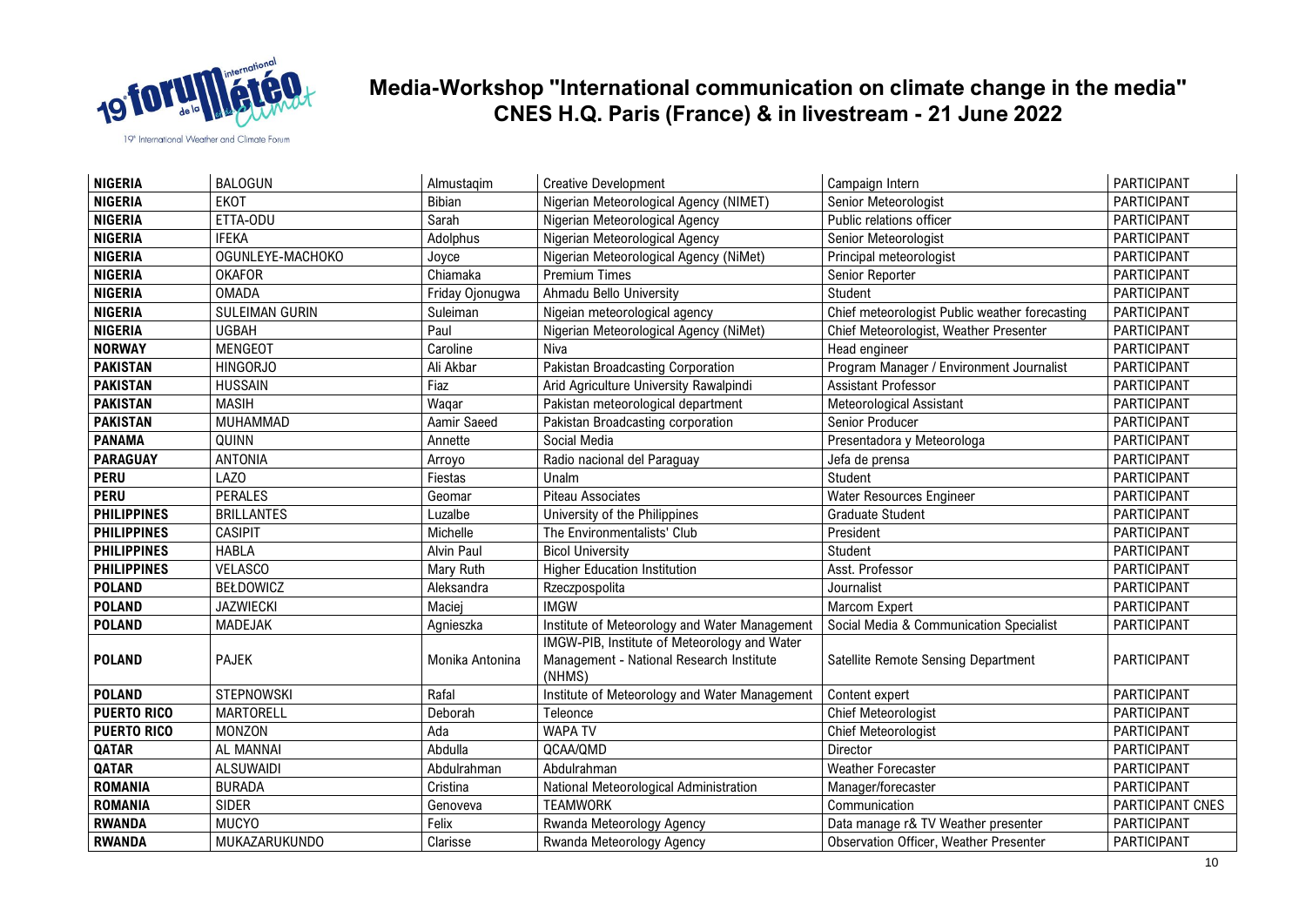# Media-Workshop "International communication on climate change in the media"
## CNES H.Q. Paris (France) & in livestream - 21 June 2022

| | | | | | |
|---|---|---|---|---|---|
| **NIGERIA** | BALOGUN | Almustaqim | Creative Development | Campaign Intern | PARTICIPANT |
| **NIGERIA** | EKOT | Bibian | Nigerian Meteorological Agency (NIMET) | Senior Meteorologist | PARTICIPANT |
| **NIGERIA** | ETTA-ODU | Sarah | Nigerian Meteorological Agency | Public relations officer | PARTICIPANT |
| **NIGERIA** | IFEKA | Adolphus | Nigerian Meteorological Agency | Senior Meteorologist | PARTICIPANT |
| **NIGERIA** | OGUNLEYE-MACHOKO | Joyce | Nigerian Meteorological Agency (NiMet) | Principal meteorologist | PARTICIPANT |
| **NIGERIA** | OKAFOR | Chiamaka | Premium Times | Senior Reporter | PARTICIPANT |
| **NIGERIA** | OMADA | Friday Ojonugwa | Ahmadu Bello University | Student | PARTICIPANT |
| **NIGERIA** | SULEIMAN GURIN | Suleiman | Nigeian meteorological agency | Chief meteorologist Public weather forecasting | PARTICIPANT |
| **NIGERIA** | UGBAH | Paul | Nigerian Meteorological Agency (NiMet) | Chief Meteorologist, Weather Presenter | PARTICIPANT |
| **NORWAY** | MENGEOT | Caroline | Niva | Head engineer | PARTICIPANT |
| **PAKISTAN** | HINGORJO | Ali Akbar | Pakistan Broadcasting Corporation | Program Manager / Environment Journalist | PARTICIPANT |
| **PAKISTAN** | HUSSAIN | Fiaz | Arid Agriculture University Rawalpindi | Assistant Professor | PARTICIPANT |
| **PAKISTAN** | MASIH | Waqar | Pakistan meteorological department | Meteorological Assistant | PARTICIPANT |
| **PAKISTAN** | MUHAMMAD | Aamir Saeed | Pakistan Broadcasting corporation | Senior Producer | PARTICIPANT |
| **PANAMA** | QUINN | Annette | Social Media | Presentadora y Meteorologa | PARTICIPANT |
| **PARAGUAY** | ANTONIA | Arroyo | Radio nacional del Paraguay | Jefa de prensa | PARTICIPANT |
| **PERU** | LAZO | Fiestas | Unalm | Student | PARTICIPANT |
| **PERU** | PERALES | Geomar | Piteau Associates | Water Resources Engineer | PARTICIPANT |
| **PHILIPPINES** | BRILLANTES | Luzalbe | University of the Philippines | Graduate Student | PARTICIPANT |
| **PHILIPPINES** | CASIPIT | Michelle | The Environmentalists' Club | President | PARTICIPANT |
| **PHILIPPINES** | HABLA | Alvin Paul | Bicol University | Student | PARTICIPANT |
| **PHILIPPINES** | VELASCO | Mary Ruth | Higher Education Institution | Asst. Professor | PARTICIPANT |
| **POLAND** | BEŁDOWICZ | Aleksandra | Rzeczpospolita | Journalist | PARTICIPANT |
| **POLAND** | JAZWIECKI | Maciej | IMGW | Marcom Expert | PARTICIPANT |
| **POLAND** | MADEJAK | Agnieszka | Institute of Meteorology and Water Management | Social Media & Communication Specialist | PARTICIPANT |
| **POLAND** | PAJEK | Monika Antonina | IMGW-PIB, Institute of Meteorology and Water Management - National Research Institute (NHMS) | Satellite Remote Sensing Department | PARTICIPANT |
| **POLAND** | STEPNOWSKI | Rafal | Institute of Meteorology and Water Management | Content expert | PARTICIPANT |
| **PUERTO RICO** | MARTORELL | Deborah | Teleonce | Chief Meteorologist | PARTICIPANT |
| **PUERTO RICO** | MONZON | Ada | WAPA TV | Chief Meteorologist | PARTICIPANT |
| **QATAR** | AL MANNAI | Abdulla | QCAA/QMD | Director | PARTICIPANT |
| **QATAR** | ALSUWAIDI | Abdulrahman | Abdulrahman | Weather Forecaster | PARTICIPANT |
| **ROMANIA** | BURADA | Cristina | National Meteorological Administration | Manager/forecaster | PARTICIPANT |
| **ROMANIA** | SIDER | Genoveva | TEAMWORK | Communication | PARTICIPANT CNES |
| **RWANDA** | MUCYO | Felix | Rwanda Meteorology Agency | Data manage r& TV Weather presenter | PARTICIPANT |
| **RWANDA** | MUKAZARUKUNDO | Clarisse | Rwanda Meteorology Agency | Observation Officer, Weather Presenter | PARTICIPANT |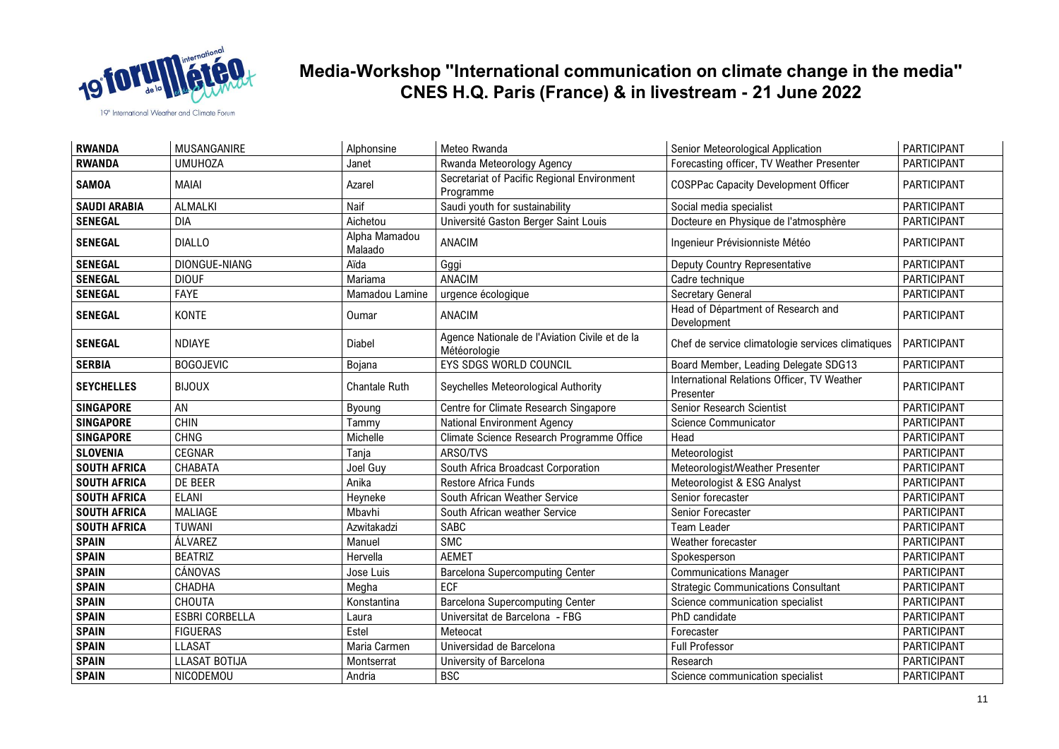# Media-Workshop "International communication on climate change in the media"
## CNES H.Q. Paris (France) & in livestream - 21 June 2022

| | | | | | |
|---|---|---|---|---|---|
| **RWANDA** | MUSANGANIRE | Alphonsine | Meteo Rwanda | Senior Meteorological Application | PARTICIPANT |
| **RWANDA** | UMUHOZA | Janet | Rwanda Meteorology Agency | Forecasting officer, TV Weather Presenter | PARTICIPANT |
| **SAMOA** | MAIAI | Azarel | Secretariat of Pacific Regional Environment Programme | COSPPac Capacity Development Officer | PARTICIPANT |
| **SAUDI ARABIA** | ALMALKI | Naif | Saudi youth for sustainability | Social media specialist | PARTICIPANT |
| **SENEGAL** | DIA | Aichetou | Université Gaston Berger Saint Louis | Docteure en Physique de l'atmosphère | PARTICIPANT |
| **SENEGAL** | DIALLO | Alpha Mamadou Malaado | ANACIM | Ingenieur Prévisionniste Météo | PARTICIPANT |
| **SENEGAL** | DIONGUE-NIANG | Aïda | Gggi | Deputy Country Representative | PARTICIPANT |
| **SENEGAL** | DIOUF | Mariama | ANACIM | Cadre technique | PARTICIPANT |
| **SENEGAL** | FAYE | Mamadou Lamine | urgence écologique | Secretary General | PARTICIPANT |
| **SENEGAL** | KONTE | Oumar | ANACIM | Head of Départment of Research and Development | PARTICIPANT |
| **SENEGAL** | NDIAYE | Diabel | Agence Nationale de l'Aviation Civile et de la Météorologie | Chef de service climatologie services climatiques | PARTICIPANT |
| **SERBIA** | BOGOJEVIC | Bojana | EYS SDGS WORLD COUNCIL | Board Member, Leading Delegate SDG13 | PARTICIPANT |
| **SEYCHELLES** | BIJOUX | Chantale Ruth | Seychelles Meteorological Authority | International Relations Officer, TV Weather Presenter | PARTICIPANT |
| **SINGAPORE** | AN | Byoung | Centre for Climate Research Singapore | Senior Research Scientist | PARTICIPANT |
| **SINGAPORE** | CHIN | Tammy | National Environment Agency | Science Communicator | PARTICIPANT |
| **SINGAPORE** | CHNG | Michelle | Climate Science Research Programme Office | Head | PARTICIPANT |
| **SLOVENIA** | CEGNAR | Tanja | ARSO/TVS | Meteorologist | PARTICIPANT |
| **SOUTH AFRICA** | CHABATA | Joel Guy | South Africa Broadcast Corporation | Meteorologist/Weather Presenter | PARTICIPANT |
| **SOUTH AFRICA** | DE BEER | Anika | Restore Africa Funds | Meteorologist & ESG Analyst | PARTICIPANT |
| **SOUTH AFRICA** | ELANI | Heyneke | South African Weather Service | Senior forecaster | PARTICIPANT |
| **SOUTH AFRICA** | MALIAGE | Mbavhi | South African weather Service | Senior Forecaster | PARTICIPANT |
| **SOUTH AFRICA** | TUWANI | Azwitakadzi | SABC | Team Leader | PARTICIPANT |
| **SPAIN** | ÁLVAREZ | Manuel | SMC | Weather forecaster | PARTICIPANT |
| **SPAIN** | BEATRIZ | Hervella | AEMET | Spokesperson | PARTICIPANT |
| **SPAIN** | CÁNOVAS | Jose Luis | Barcelona Supercomputing Center | Communications Manager | PARTICIPANT |
| **SPAIN** | CHADHA | Megha | ECF | Strategic Communications Consultant | PARTICIPANT |
| **SPAIN** | CHOUTA | Konstantina | Barcelona Supercomputing Center | Science communication specialist | PARTICIPANT |
| **SPAIN** | ESBRI CORBELLA | Laura | Universitat de Barcelona - FBG | PhD candidate | PARTICIPANT |
| **SPAIN** | FIGUERAS | Estel | Meteocat | Forecaster | PARTICIPANT |
| **SPAIN** | LLASAT | Maria Carmen | Universidad de Barcelona | Full Professor | PARTICIPANT |
| **SPAIN** | LLASAT BOTIJA | Montserrat | University of Barcelona | Research | PARTICIPANT |
| **SPAIN** | NICODEMOU | Andria | BSC | Science communication specialist | PARTICIPANT |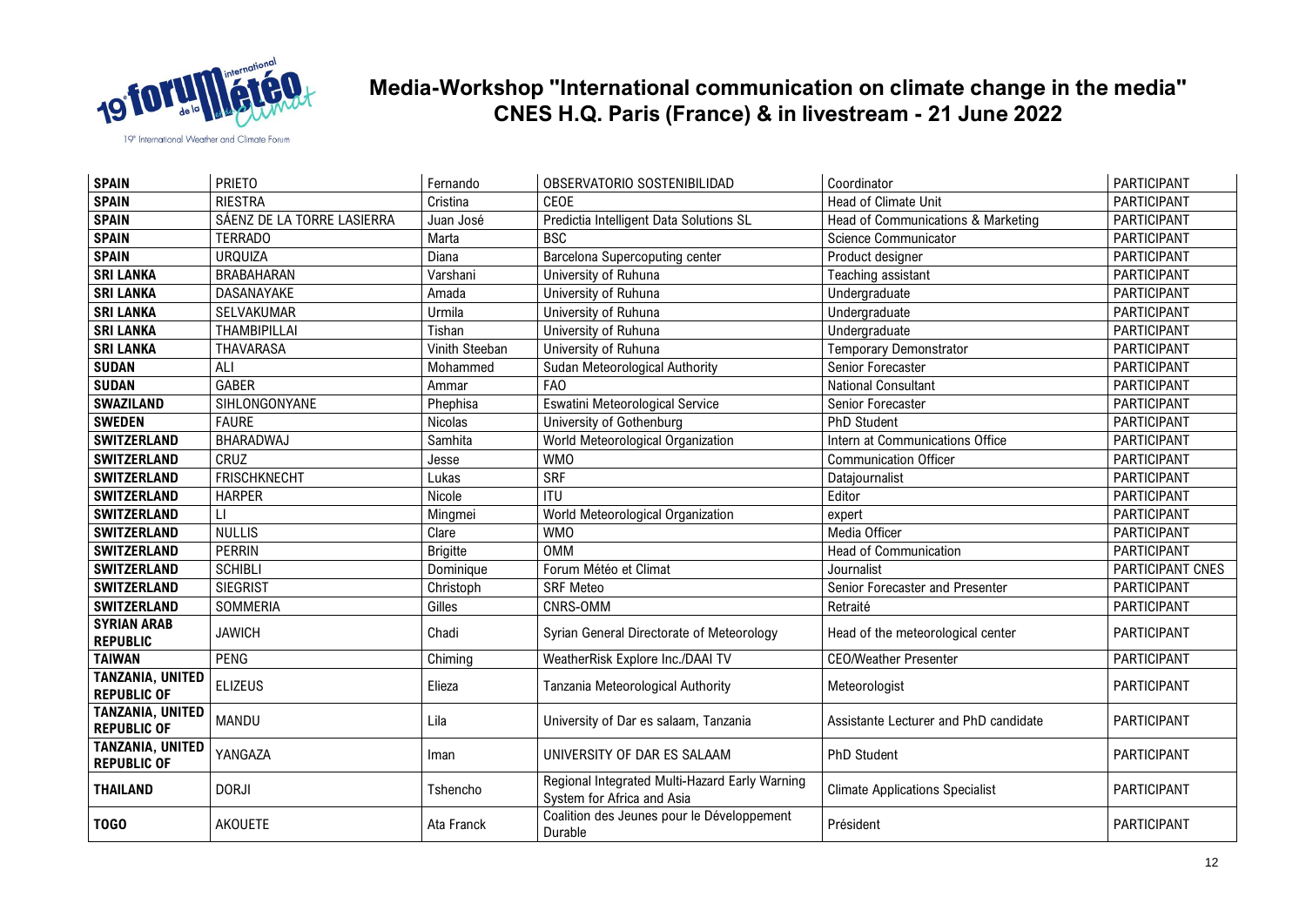# Media-Workshop "International communication on climate change in the media"
## CNES H.Q. Paris (France) & in livestream - 21 June 2022

| | | | | | |
|---|---|---|---|---|---|
| **SPAIN** | PRIETO | Fernando | OBSERVATORIO SOSTENIBILIDAD | Coordinator | PARTICIPANT |
| **SPAIN** | RIESTRA | Cristina | CEOE | Head of Climate Unit | PARTICIPANT |
| **SPAIN** | SÁENZ DE LA TORRE LASIERRA | Juan José | Predictia Intelligent Data Solutions SL | Head of Communications & Marketing | PARTICIPANT |
| **SPAIN** | TERRADO | Marta | BSC | Science Communicator | PARTICIPANT |
| **SPAIN** | URQUIZA | Diana | Barcelona Supercoputing center | Product designer | PARTICIPANT |
| **SRI LANKA** | BRABAHARAN | Varshani | University of Ruhuna | Teaching assistant | PARTICIPANT |
| **SRI LANKA** | DASANAYAKE | Amada | University of Ruhuna | Undergraduate | PARTICIPANT |
| **SRI LANKA** | SELVAKUMAR | Urmila | University of Ruhuna | Undergraduate | PARTICIPANT |
| **SRI LANKA** | THAMBIPILLAI | Tishan | University of Ruhuna | Undergraduate | PARTICIPANT |
| **SRI LANKA** | THAVARASA | Vinith Steeban | University of Ruhuna | Temporary Demonstrator | PARTICIPANT |
| **SUDAN** | ALI | Mohammed | Sudan Meteorological Authority | Senior Forecaster | PARTICIPANT |
| **SUDAN** | GABER | Ammar | FAO | National Consultant | PARTICIPANT |
| **SWAZILAND** | SIHLONGONYANE | Phephisa | Eswatini Meteorological Service | Senior Forecaster | PARTICIPANT |
| **SWEDEN** | FAURE | Nicolas | University of Gothenburg | PhD Student | PARTICIPANT |
| **SWITZERLAND** | BHARADWAJ | Samhita | World Meteorological Organization | Intern at Communications Office | PARTICIPANT |
| **SWITZERLAND** | CRUZ | Jesse | WMO | Communication Officer | PARTICIPANT |
| **SWITZERLAND** | FRISCHKNECHT | Lukas | SRF | Datajournalist | PARTICIPANT |
| **SWITZERLAND** | HARPER | Nicole | ITU | Editor | PARTICIPANT |
| **SWITZERLAND** | LI | Mingmei | World Meteorological Organization | expert | PARTICIPANT |
| **SWITZERLAND** | NULLIS | Clare | WMO | Media Officer | PARTICIPANT |
| **SWITZERLAND** | PERRIN | Brigitte | OMM | Head of Communication | PARTICIPANT |
| **SWITZERLAND** | SCHIBLI | Dominique | Forum Météo et Climat | Journalist | PARTICIPANT CNES |
| **SWITZERLAND** | SIEGRIST | Christoph | SRF Meteo | Senior Forecaster and Presenter | PARTICIPANT |
| **SWITZERLAND** | SOMMERIA | Gilles | CNRS-OMM | Retraité | PARTICIPANT |
| **SYRIAN ARAB REPUBLIC** | JAWICH | Chadi | Syrian General Directorate of Meteorology | Head of the meteorological center | PARTICIPANT |
| **TAIWAN** | PENG | Chiming | WeatherRisk Explore Inc./DAAI TV | CEO/Weather Presenter | PARTICIPANT |
| **TANZANIA, UNITED REPUBLIC OF** | ELIZEUS | Elieza | Tanzania Meteorological Authority | Meteorologist | PARTICIPANT |
| **TANZANIA, UNITED REPUBLIC OF** | MANDU | Lila | University of Dar es salaam, Tanzania | Assistante Lecturer and PhD candidate | PARTICIPANT |
| **TANZANIA, UNITED REPUBLIC OF** | YANGAZA | Iman | UNIVERSITY OF DAR ES SALAAM | PhD Student | PARTICIPANT |
| **THAILAND** | DORJI | Tshencho | Regional Integrated Multi-Hazard Early Warning System for Africa and Asia | Climate Applications Specialist | PARTICIPANT |
| **TOGO** | AKOUETE | Ata Franck | Coalition des Jeunes pour le Développement Durable | Président | PARTICIPANT |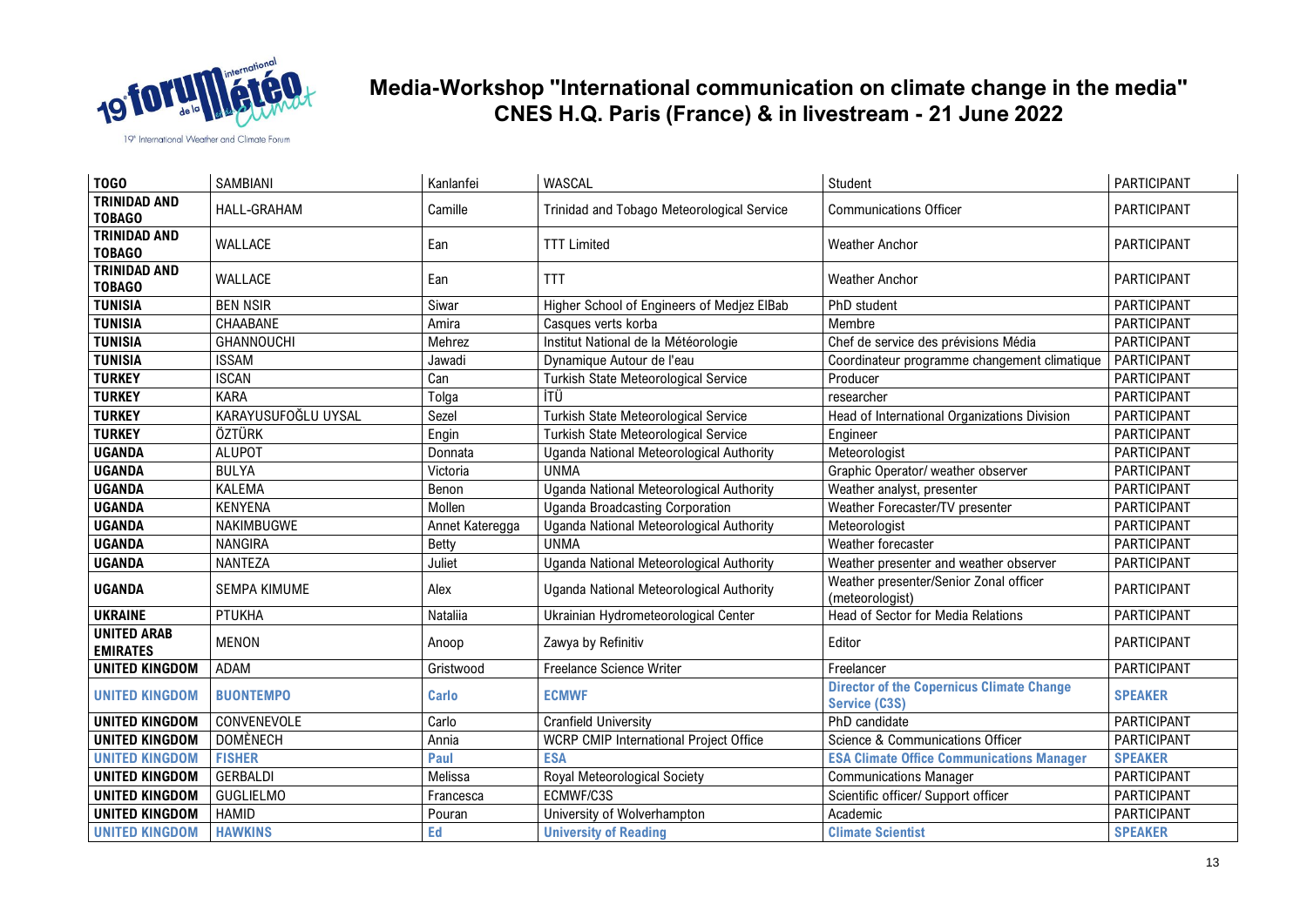## Media-Workshop "International communication on climate change in the media"
## CNES H.Q. Paris (France) & in livestream - 21 June 2022

| | | | | | |
|---|---|---|---|---|---|
| **TOGO** | SAMBIANI | Kanlanfei | WASCAL | Student | PARTICIPANT |
| **TRINIDAD AND TOBAGO** | HALL-GRAHAM | Camille | Trinidad and Tobago Meteorological Service | Communications Officer | PARTICIPANT |
| **TRINIDAD AND TOBAGO** | WALLACE | Ean | TTT Limited | Weather Anchor | PARTICIPANT |
| **TRINIDAD AND TOBAGO** | WALLACE | Ean | TTT | Weather Anchor | PARTICIPANT |
| **TUNISIA** | BEN NSIR | Siwar | Higher School of Engineers of Medjez ElBab | PhD student | PARTICIPANT |
| **TUNISIA** | CHAABANE | Amira | Casques verts korba | Membre | PARTICIPANT |
| **TUNISIA** | GHANNOUCHI | Mehrez | Institut National de la Météorologie | Chef de service des prévisions Média | PARTICIPANT |
| **TUNISIA** | ISSAM | Jawadi | Dynamique Autour de l'eau | Coordinateur programme changement climatique | PARTICIPANT |
| **TURKEY** | ISCAN | Can | Turkish State Meteorological Service | Producer | PARTICIPANT |
| **TURKEY** | KARA | Tolga | İTÜ | researcher | PARTICIPANT |
| **TURKEY** | KARAYUSUFOĞLU UYSAL | Sezel | Turkish State Meteorological Service | Head of International Organizations Division | PARTICIPANT |
| **TURKEY** | ÖZTÜRK | Engin | Turkish State Meteorological Service | Engineer | PARTICIPANT |
| **UGANDA** | ALUPOT | Donnata | Uganda National Meteorological Authority | Meteorologist | PARTICIPANT |
| **UGANDA** | BULYA | Victoria | UNMA | Graphic Operator/ weather observer | PARTICIPANT |
| **UGANDA** | KALEMA | Benon | Uganda National Meteorological Authority | Weather analyst, presenter | PARTICIPANT |
| **UGANDA** | KENYENA | Mollen | Uganda Broadcasting Corporation | Weather Forecaster/TV presenter | PARTICIPANT |
| **UGANDA** | NAKIMBUGWE | Annet Kateregga | Uganda National Meteorological Authority | Meteorologist | PARTICIPANT |
| **UGANDA** | NANGIRA | Betty | UNMA | Weather forecaster | PARTICIPANT |
| **UGANDA** | NANTEZA | Juliet | Uganda National Meteorological Authority | Weather presenter and weather observer | PARTICIPANT |
| **UGANDA** | SEMPA KIMUME | Alex | Uganda National Meteorological Authority | Weather presenter/Senior Zonal officer (meteorologist) | PARTICIPANT |
| **UKRAINE** | PTUKHA | Nataliia | Ukrainian Hydrometeorological Center | Head of Sector for Media Relations | PARTICIPANT |
| **UNITED ARAB EMIRATES** | MENON | Anoop | Zawya by Refinitiv | Editor | PARTICIPANT |
| **UNITED KINGDOM** | ADAM | Gristwood | Freelance Science Writer | Freelancer | PARTICIPANT |
| **UNITED KINGDOM** | **BUONTEMPO** | **Carlo** | **ECMWF** | **Director of the Copernicus Climate Change Service (C3S)** | **SPEAKER** |
| **UNITED KINGDOM** | CONVENEVOLE | Carlo | Cranfield University | PhD candidate | PARTICIPANT |
| **UNITED KINGDOM** | DOMÈNECH | Annia | WCRP CMIP International Project Office | Science & Communications Officer | PARTICIPANT |
| **UNITED KINGDOM** | **FISHER** | **Paul** | **ESA** | **ESA Climate Office Communications Manager** | **SPEAKER** |
| **UNITED KINGDOM** | GERBALDI | Melissa | Royal Meteorological Society | Communications Manager | PARTICIPANT |
| **UNITED KINGDOM** | GUGLIELMO | Francesca | ECMWF/C3S | Scientific officer/ Support officer | PARTICIPANT |
| **UNITED KINGDOM** | HAMID | Pouran | University of Wolverhampton | Academic | PARTICIPANT |
| **UNITED KINGDOM** | **HAWKINS** | **Ed** | **University of Reading** | **Climate Scientist** | **SPEAKER** |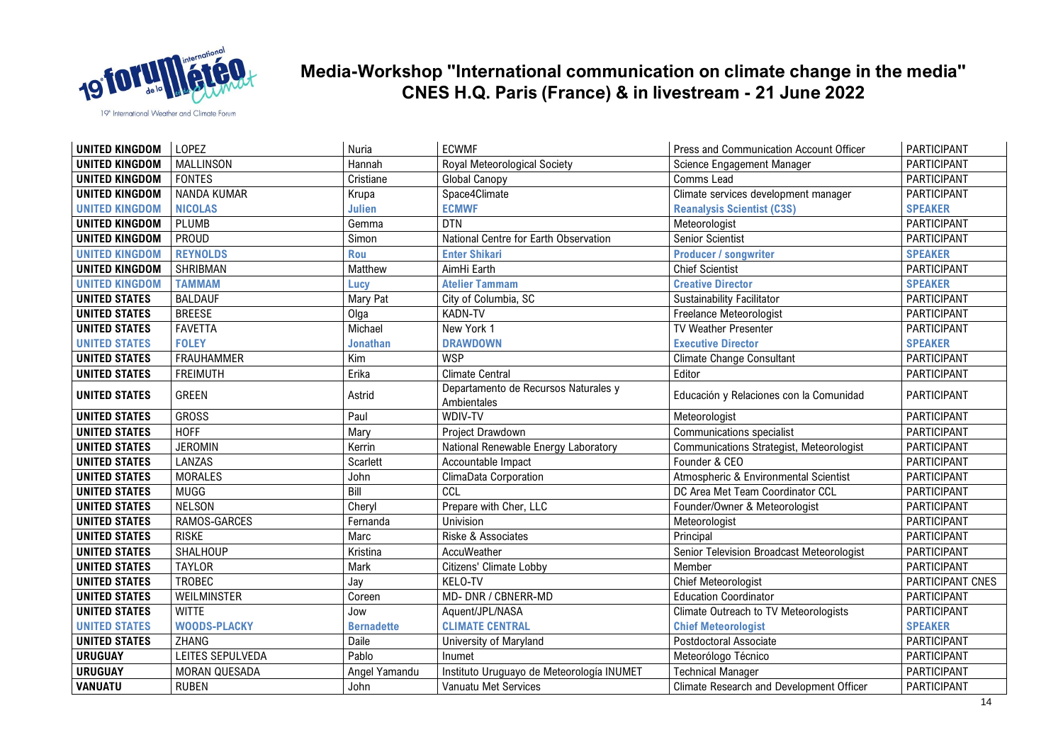# Media-Workshop "International communication on climate change in the media"
## CNES H.Q. Paris (France) & in livestream - 21 June 2022

| | | | | | |
|---|---|---|---|---|---|
| **UNITED KINGDOM** | LOPEZ | Nuria | ECWMF | Press and Communication Account Officer | PARTICIPANT |
| **UNITED KINGDOM** | MALLINSON | Hannah | Royal Meteorological Society | Science Engagement Manager | PARTICIPANT |
| **UNITED KINGDOM** | FONTES | Cristiane | Global Canopy | Comms Lead | PARTICIPANT |
| **UNITED KINGDOM** | NANDA KUMAR | Krupa | Space4Climate | Climate services development manager | PARTICIPANT |
| **UNITED KINGDOM** | **NICOLAS** | **Julien** | **ECMWF** | **Reanalysis Scientist (C3S)** | **SPEAKER** |
| **UNITED KINGDOM** | PLUMB | Gemma | DTN | Meteorologist | PARTICIPANT |
| **UNITED KINGDOM** | PROUD | Simon | National Centre for Earth Observation | Senior Scientist | PARTICIPANT |
| **UNITED KINGDOM** | **REYNOLDS** | **Rou** | **Enter Shikari** | **Producer / songwriter** | **SPEAKER** |
| **UNITED KINGDOM** | SHRIBMAN | Matthew | AimHi Earth | Chief Scientist | PARTICIPANT |
| **UNITED KINGDOM** | **TAMMAM** | **Lucy** | **Atelier Tammam** | **Creative Director** | **SPEAKER** |
| **UNITED STATES** | BALDAUF | Mary Pat | City of Columbia, SC | Sustainability Facilitator | PARTICIPANT |
| **UNITED STATES** | BREESE | Olga | KADN-TV | Freelance Meteorologist | PARTICIPANT |
| **UNITED STATES** | FAVETTA | Michael | New York 1 | TV Weather Presenter | PARTICIPANT |
| **UNITED STATES** | **FOLEY** | **Jonathan** | **DRAWDOWN** | **Executive Director** | **SPEAKER** |
| **UNITED STATES** | FRAUHAMMER | Kim | WSP | Climate Change Consultant | PARTICIPANT |
| **UNITED STATES** | FREIMUTH | Erika | Climate Central | Editor | PARTICIPANT |
| **UNITED STATES** | GREEN | Astrid | Departamento de Recursos Naturales y Ambientales | Educación y Relaciones con la Comunidad | PARTICIPANT |
| **UNITED STATES** | GROSS | Paul | WDIV-TV | Meteorologist | PARTICIPANT |
| **UNITED STATES** | HOFF | Mary | Project Drawdown | Communications specialist | PARTICIPANT |
| **UNITED STATES** | JEROMIN | Kerrin | National Renewable Energy Laboratory | Communications Strategist, Meteorologist | PARTICIPANT |
| **UNITED STATES** | LANZAS | Scarlett | Accountable Impact | Founder & CEO | PARTICIPANT |
| **UNITED STATES** | MORALES | John | ClimaData Corporation | Atmospheric & Environmental Scientist | PARTICIPANT |
| **UNITED STATES** | MUGG | Bill | CCL | DC Area Met Team Coordinator CCL | PARTICIPANT |
| **UNITED STATES** | NELSON | Cheryl | Prepare with Cher, LLC | Founder/Owner & Meteorologist | PARTICIPANT |
| **UNITED STATES** | RAMOS-GARCES | Fernanda | Univision | Meteorologist | PARTICIPANT |
| **UNITED STATES** | RISKE | Marc | Riske & Associates | Principal | PARTICIPANT |
| **UNITED STATES** | SHALHOUP | Kristina | AccuWeather | Senior Television Broadcast Meteorologist | PARTICIPANT |
| **UNITED STATES** | TAYLOR | Mark | Citizens' Climate Lobby | Member | PARTICIPANT |
| **UNITED STATES** | TROBEC | Jay | KELO-TV | Chief Meteorologist | PARTICIPANT CNES |
| **UNITED STATES** | WEILMINSTER | Coreen | MD- DNR / CBNERR-MD | Education Coordinator | PARTICIPANT |
| **UNITED STATES** | WITTE | Jow | Aquent/JPL/NASA | Climate Outreach to TV Meteorologists | PARTICIPANT |
| **UNITED STATES** | **WOODS-PLACKY** | **Bernadette** | **CLIMATE CENTRAL** | **Chief Meteorologist** | **SPEAKER** |
| **UNITED STATES** | ZHANG | Daile | University of Maryland | Postdoctoral Associate | PARTICIPANT |
| **URUGUAY** | LEITES SEPULVEDA | Pablo | Inumet | Meteorólogo Técnico | PARTICIPANT |
| **URUGUAY** | MORAN QUESADA | Angel Yamandu | Instituto Uruguayo de Meteorología INUMET | Technical Manager | PARTICIPANT |
| **VANUATU** | RUBEN | John | Vanuatu Met Services | Climate Research and Development Officer | PARTICIPANT |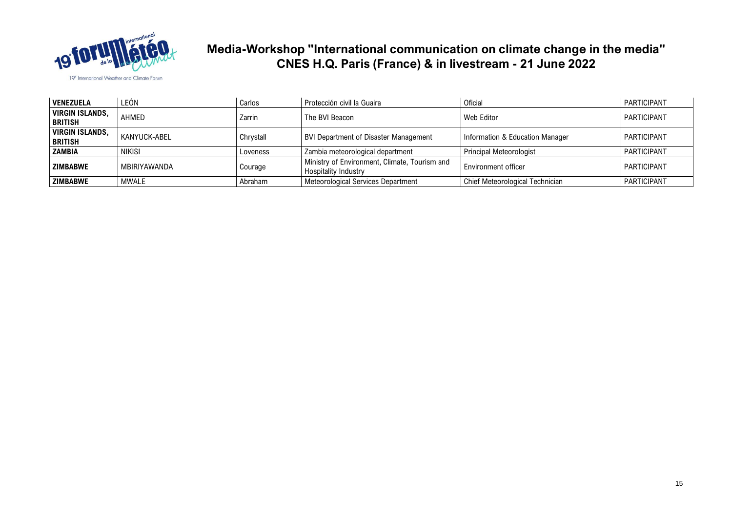# Media-Workshop "International communication on climate change in the media"
## CNES H.Q. Paris (France) & in livestream - 21 June 2022

| | | | | | |
|---|---|---|---|---|---|
| **VENEZUELA** | LEÓN | Carlos | Protección civil la Guaira | Oficial | PARTICIPANT |
| **VIRGIN ISLANDS, BRITISH** | AHMED | Zarrin | The BVI Beacon | Web Editor | PARTICIPANT |
| **VIRGIN ISLANDS, BRITISH** | KANYUCK-ABEL | Chrystall | BVI Department of Disaster Management | Information & Education Manager | PARTICIPANT |
| **ZAMBIA** | NIKISI | Loveness | Zambia meteorological department | Principal Meteorologist | PARTICIPANT |
| **ZIMBABWE** | MBIRIYAWANDA | Courage | Ministry of Environment, Climate, Tourism and Hospitality Industry | Environment officer | PARTICIPANT |
| **ZIMBABWE** | MWALE | Abraham | Meteorological Services Department | Chief Meteorological Technician | PARTICIPANT |